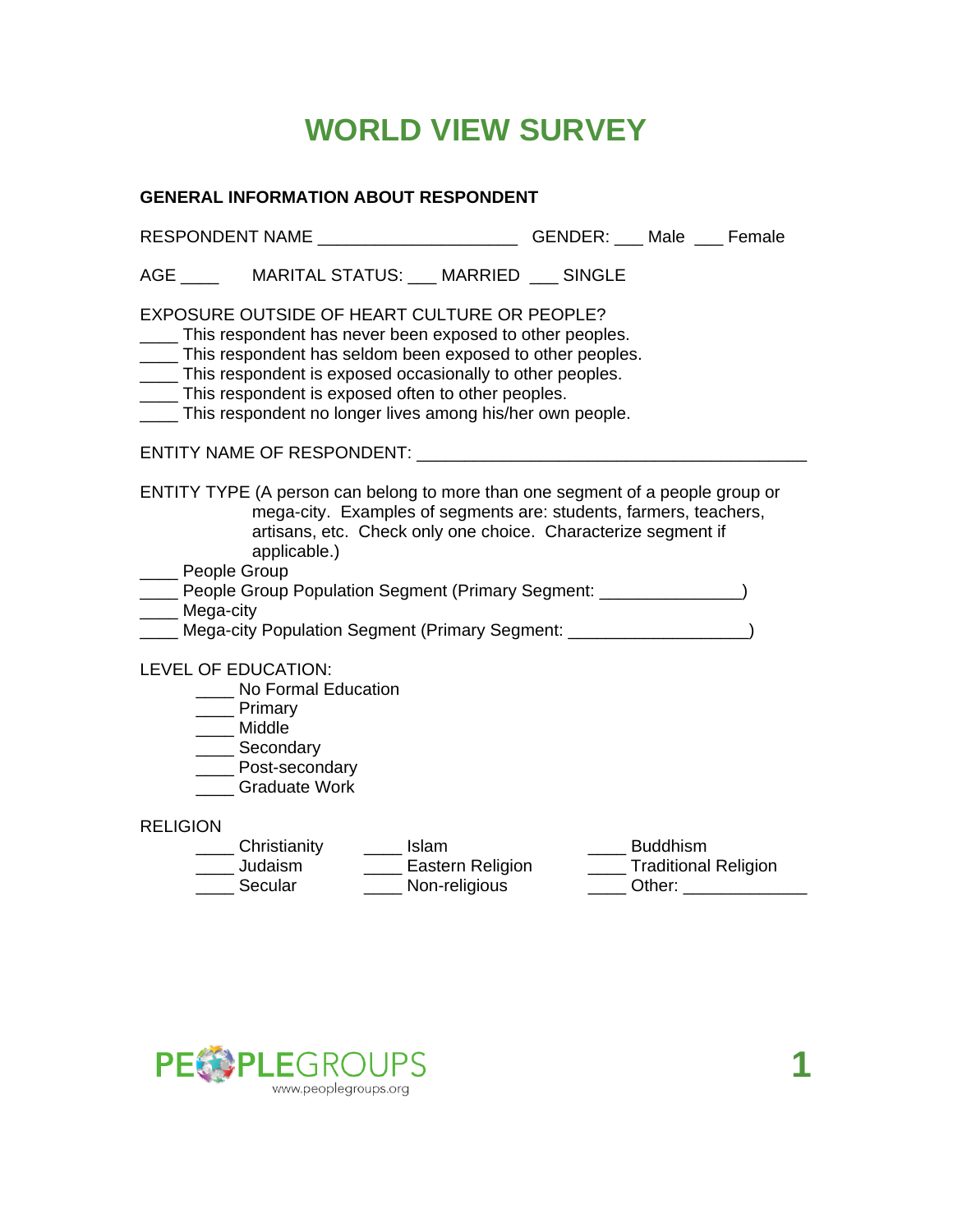# WORLD VIEW SURVEY

**GENERAL INFORMATION ABOUT RESPONDENT**

RESPONDENT NAME ____________________ GENDER: ___ Male ___ Female

AGE ____ MARITAL STATUS: ___ MARRIED ___ SINGLE

EXPOSURE OUTSIDE OF HEART CULTURE OR PEOPLE?

____ This respondent has never been exposed to other peoples.
____ This respondent has seldom been exposed to other peoples.
____ This respondent is exposed occasionally to other peoples.
____ This respondent is exposed often to other peoples.
____ This respondent no longer lives among his/her own people.

ENTITY NAME OF RESPONDENT: __________________________________________

ENTITY TYPE (A person can belong to more than one segment of a people group or mega-city. Examples of segments are: students, farmers, teachers, artisans, etc. Check only one choice. Characterize segment if applicable.)

____ People Group
____ People Group Population Segment (Primary Segment: _______________)
____ Mega-city
____ Mega-city Population Segment (Primary Segment: ___________________)

LEVEL OF EDUCATION:

____ No Formal Education
____ Primary
____ Middle
____ Secondary
____ Post-secondary
____ Graduate Work

RELIGION

____ Christianity
____ Judaism
____ Secular
____ Islam
____ Eastern Religion
____ Non-religious
____ Buddhism
____ Traditional Religion
____ Other: _____________

PEOPLEGROUPS
www.peoplegroups.org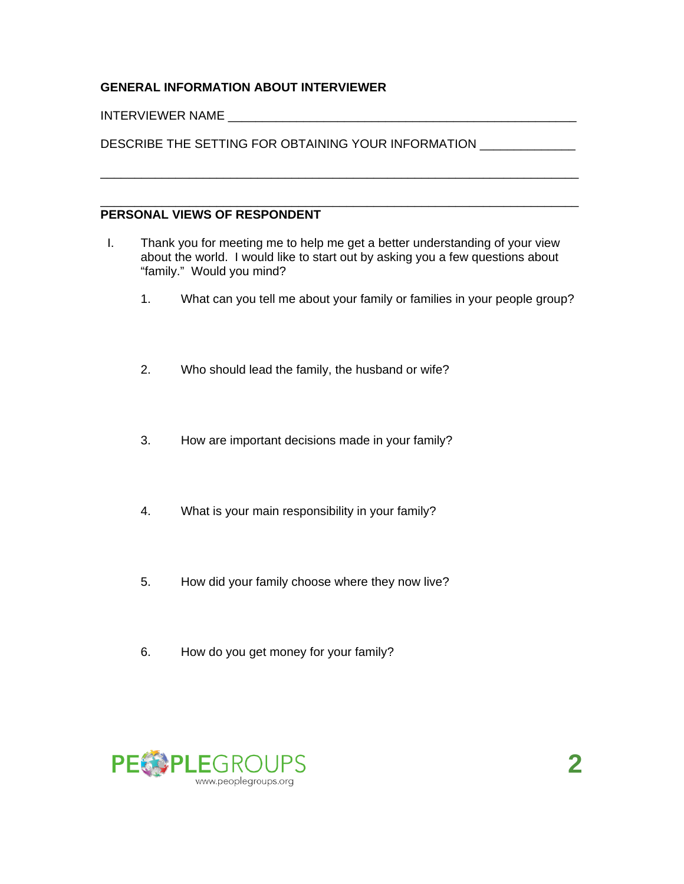**GENERAL INFORMATION ABOUT INTERVIEWER**

INTERVIEWER NAME ____________________________________________________

DESCRIBE THE SETTING FOR OBTAINING YOUR INFORMATION _____________

_____________________________________________________________________

_____________________________________________________________________

**PERSONAL VIEWS OF RESPONDENT**

I. Thank you for meeting me to help me get a better understanding of your view about the world. I would like to start out by asking you a few questions about “family.” Would you mind?

1. What can you tell me about your family or families in your people group?

2. Who should lead the family, the husband or wife?

3. How are important decisions made in your family?

4. What is your main responsibility in your family?

5. How did your family choose where they now live?

6. How do you get money for your family?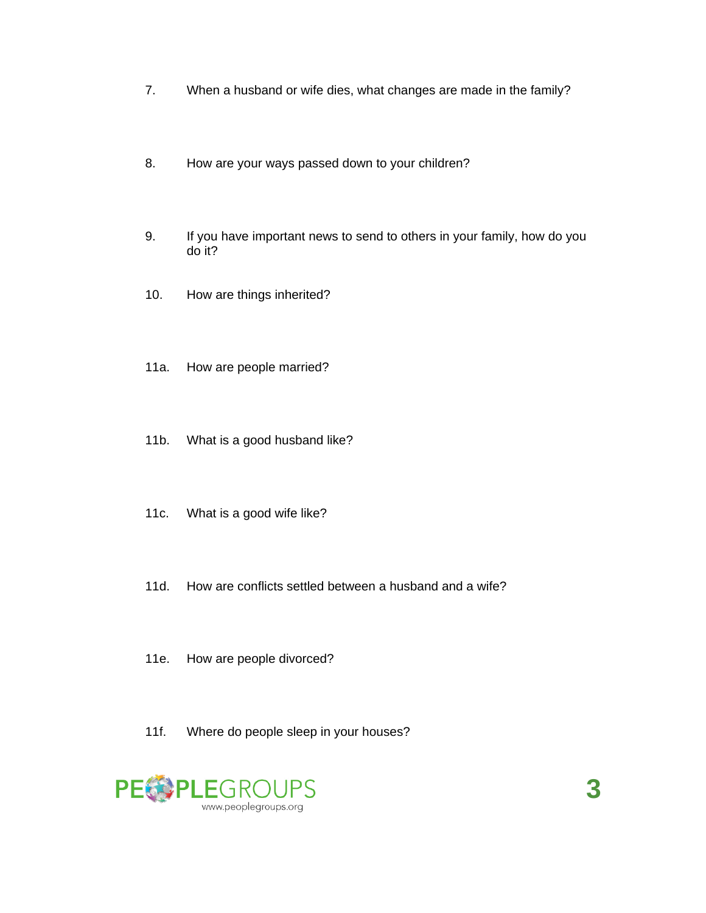7. When a husband or wife dies, what changes are made in the family?

8. How are your ways passed down to your children?

9. If you have important news to send to others in your family, how do you do it?

10. How are things inherited?

11a. How are people married?

11b. What is a good husband like?

11c. What is a good wife like?

11d. How are conflicts settled between a husband and a wife?

11e. How are people divorced?

11f. Where do people sleep in your houses?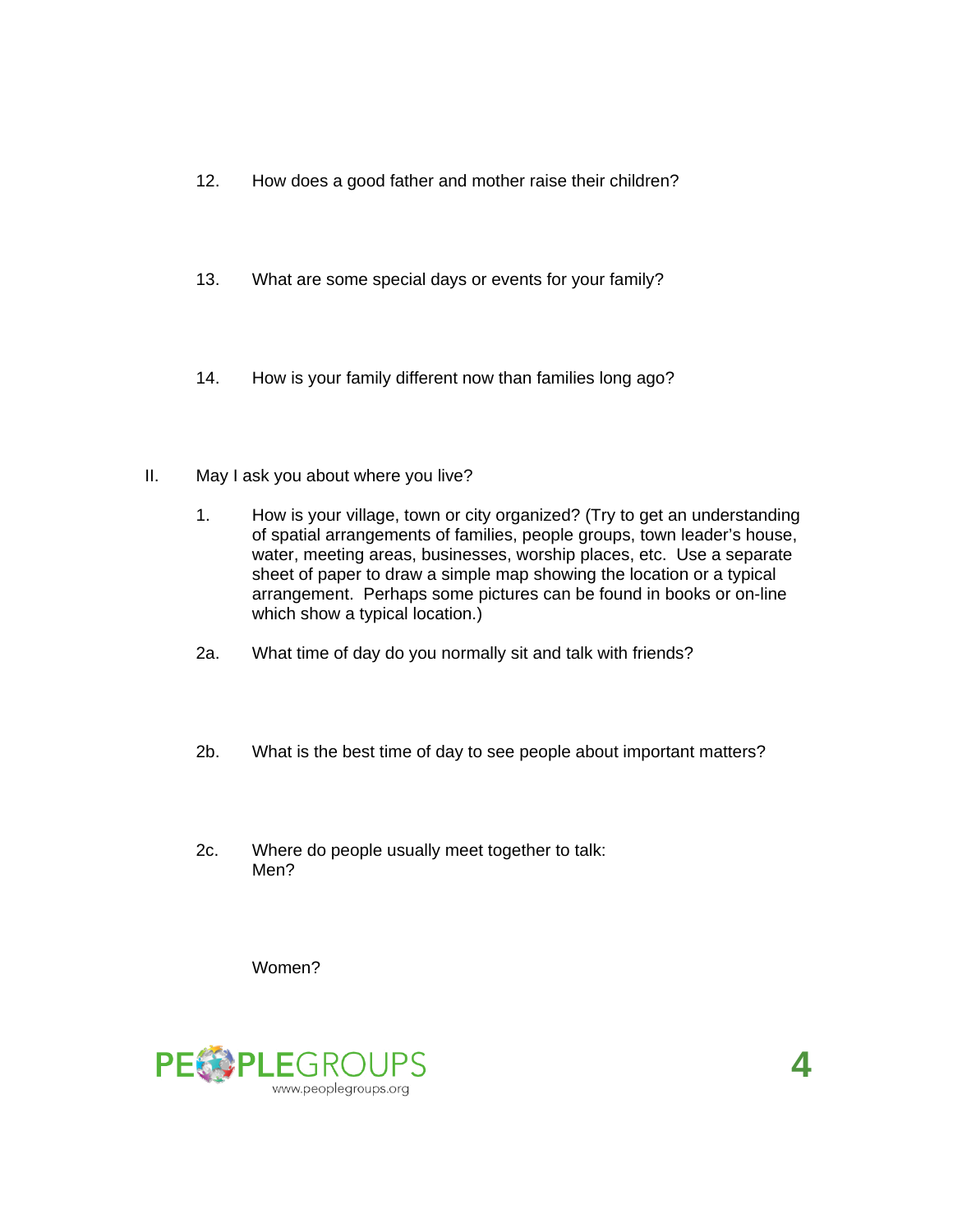12. How does a good father and mother raise their children?

13. What are some special days or events for your family?

14. How is your family different now than families long ago?

II. May I ask you about where you live?

1. How is your village, town or city organized? (Try to get an understanding of spatial arrangements of families, people groups, town leader's house, water, meeting areas, businesses, worship places, etc. Use a separate sheet of paper to draw a simple map showing the location or a typical arrangement. Perhaps some pictures can be found in books or on-line which show a typical location.)

2a. What time of day do you normally sit and talk with friends?

2b. What is the best time of day to see people about important matters?

2c. Where do people usually meet together to talk:
Men?

Women?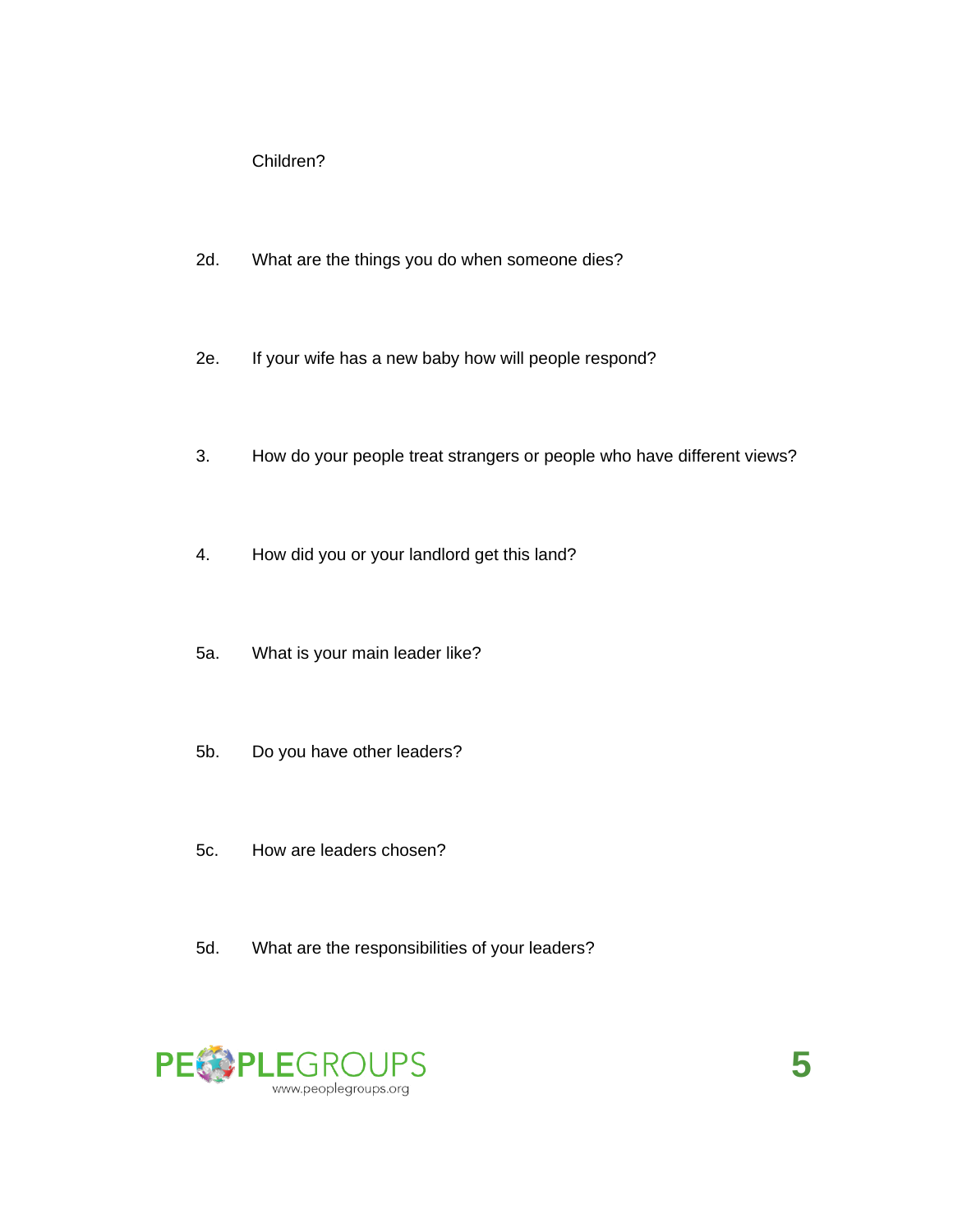Children?

2d. What are the things you do when someone dies?

2e. If your wife has a new baby how will people respond?

3. How do your people treat strangers or people who have different views?

4. How did you or your landlord get this land?

5a. What is your main leader like?

5b. Do you have other leaders?

5c. How are leaders chosen?

5d. What are the responsibilities of your leaders?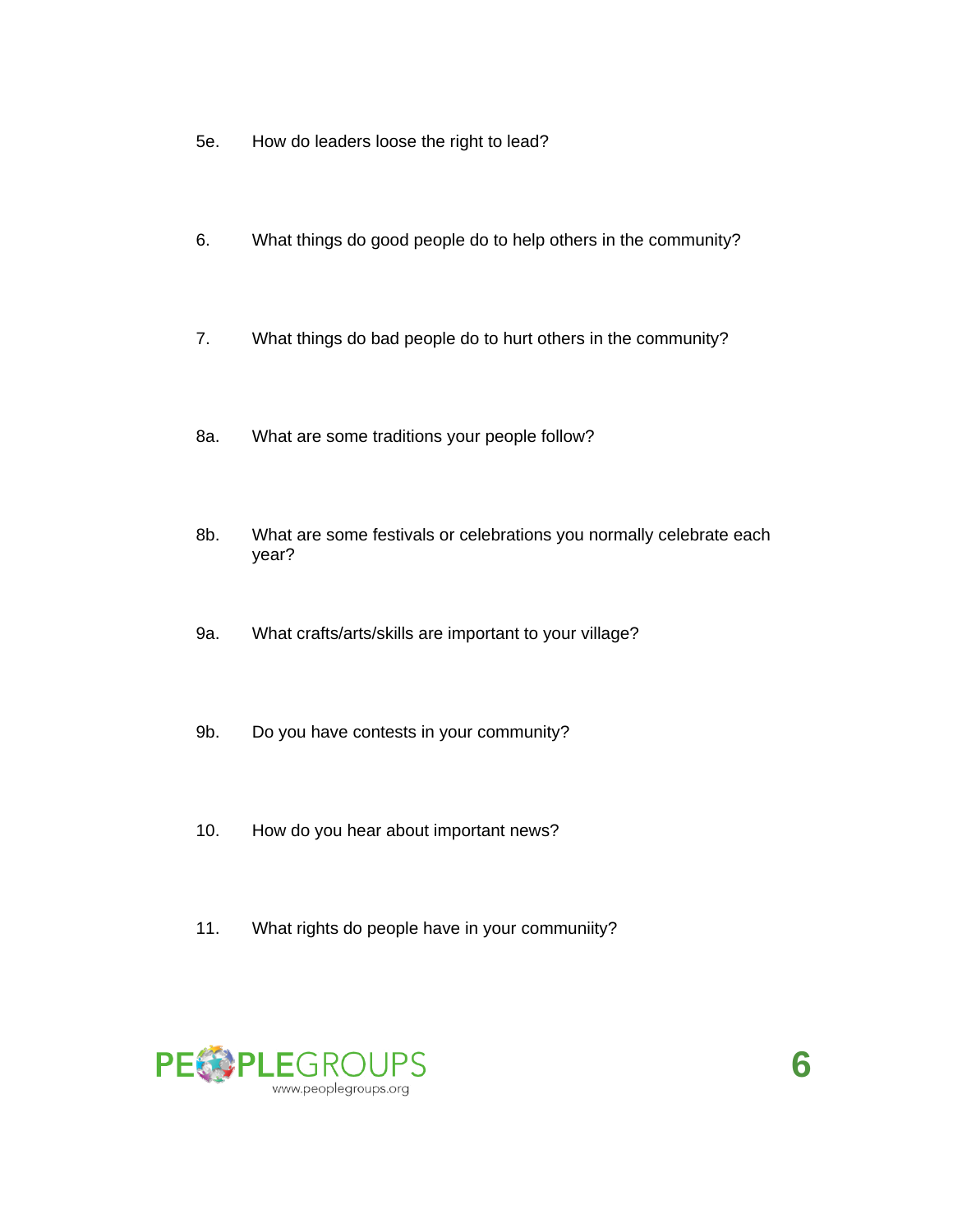5e. How do leaders loose the right to lead?

6. What things do good people do to help others in the community?

7. What things do bad people do to hurt others in the community?

8a. What are some traditions your people follow?

8b. What are some festivals or celebrations you normally celebrate each year?

9a. What crafts/arts/skills are important to your village?

9b. Do you have contests in your community?

10. How do you hear about important news?

11. What rights do people have in your communiity?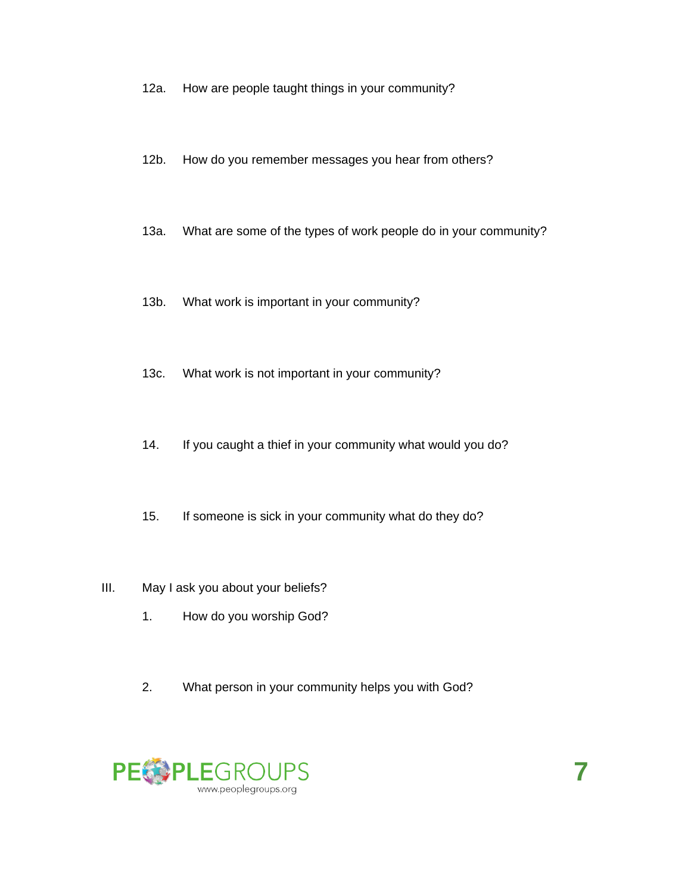12a. How are people taught things in your community?

12b. How do you remember messages you hear from others?

13a. What are some of the types of work people do in your community?

13b. What work is important in your community?

13c. What work is not important in your community?

14. If you caught a thief in your community what would you do?

15. If someone is sick in your community what do they do?

III. May I ask you about your beliefs?

1. How do you worship God?

2. What person in your community helps you with God?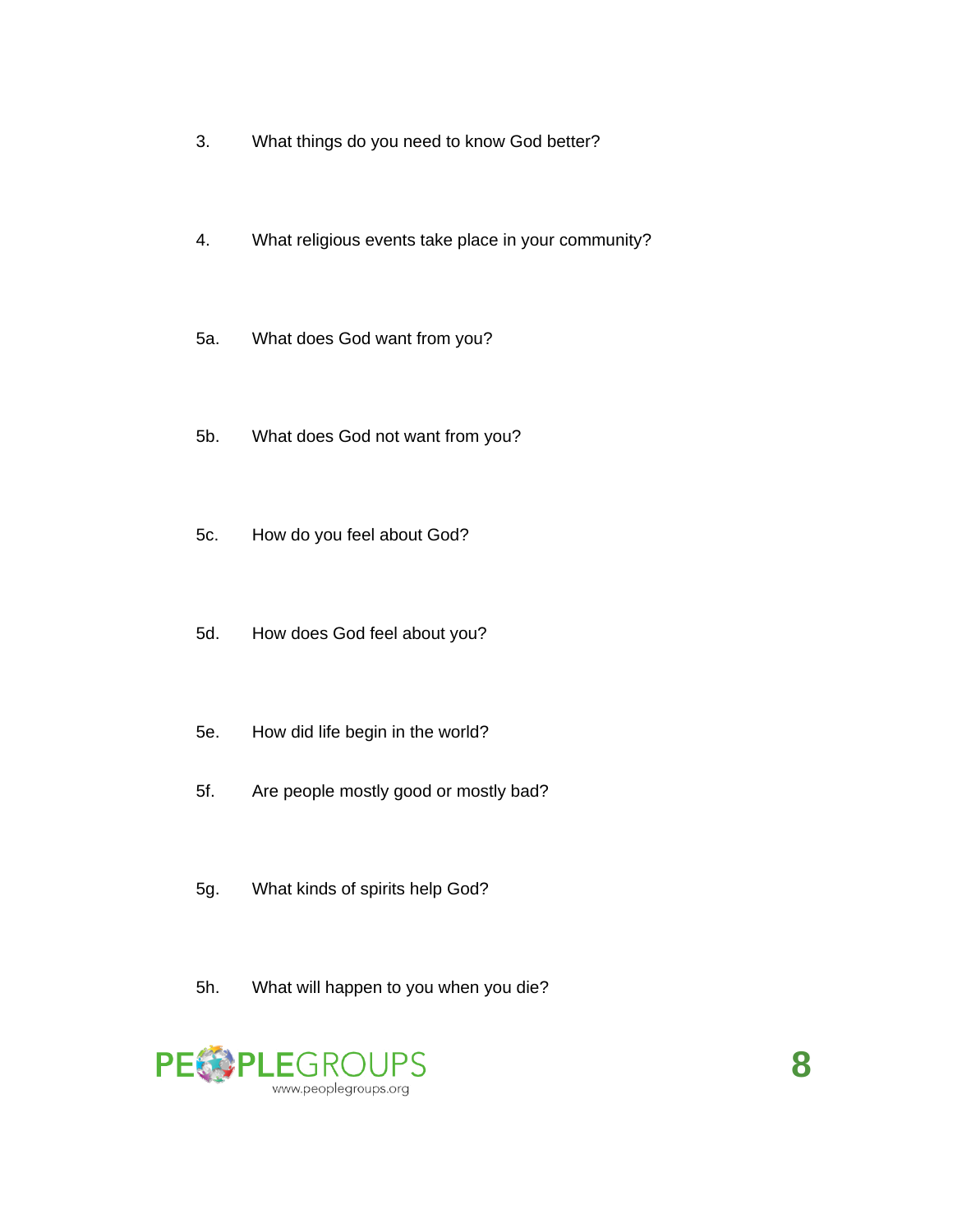3. What things do you need to know God better?

4. What religious events take place in your community?

5a. What does God want from you?

5b. What does God not want from you?

5c. How do you feel about God?

5d. How does God feel about you?

5e. How did life begin in the world?

5f. Are people mostly good or mostly bad?

5g. What kinds of spirits help God?

5h. What will happen to you when you die?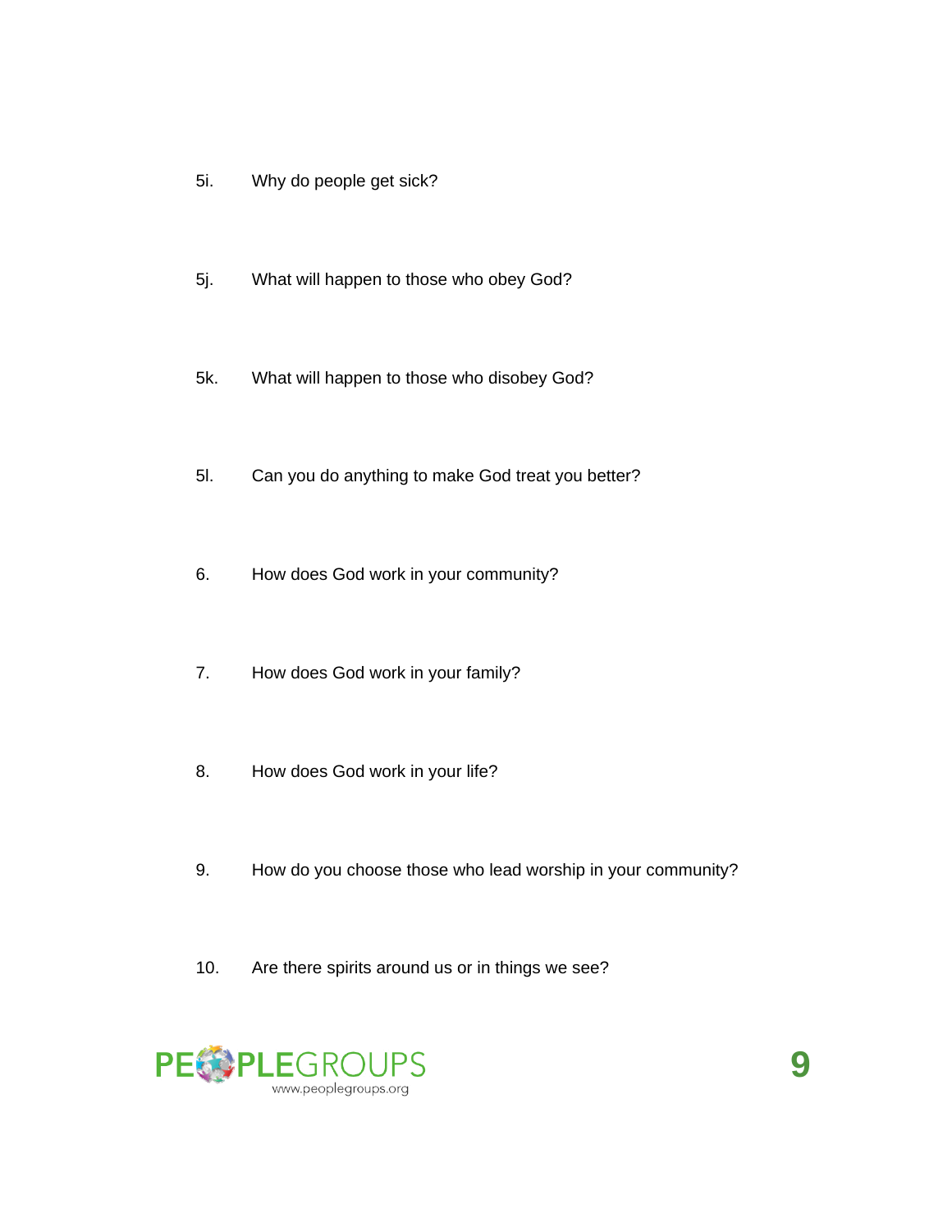5i. Why do people get sick?

5j. What will happen to those who obey God?

5k. What will happen to those who disobey God?

5l. Can you do anything to make God treat you better?

6. How does God work in your community?

7. How does God work in your family?

8. How does God work in your life?

9. How do you choose those who lead worship in your community?

10. Are there spirits around us or in things we see?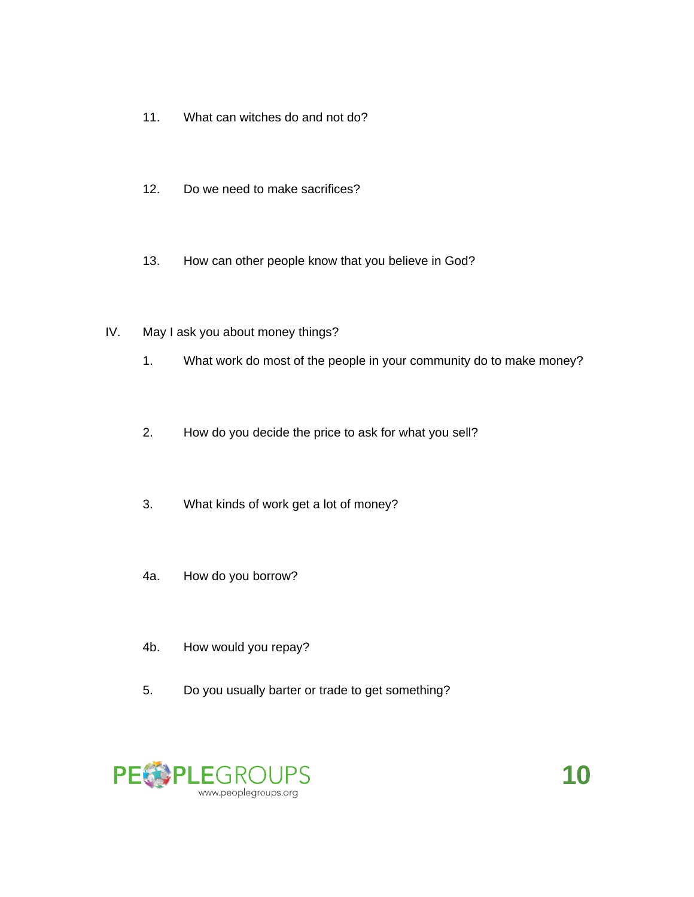11. What can witches do and not do?

12. Do we need to make sacrifices?

13. How can other people know that you believe in God?

IV. May I ask you about money things?

1. What work do most of the people in your community do to make money?

2. How do you decide the price to ask for what you sell?

3. What kinds of work get a lot of money?

4a. How do you borrow?

4b. How would you repay?

5. Do you usually barter or trade to get something?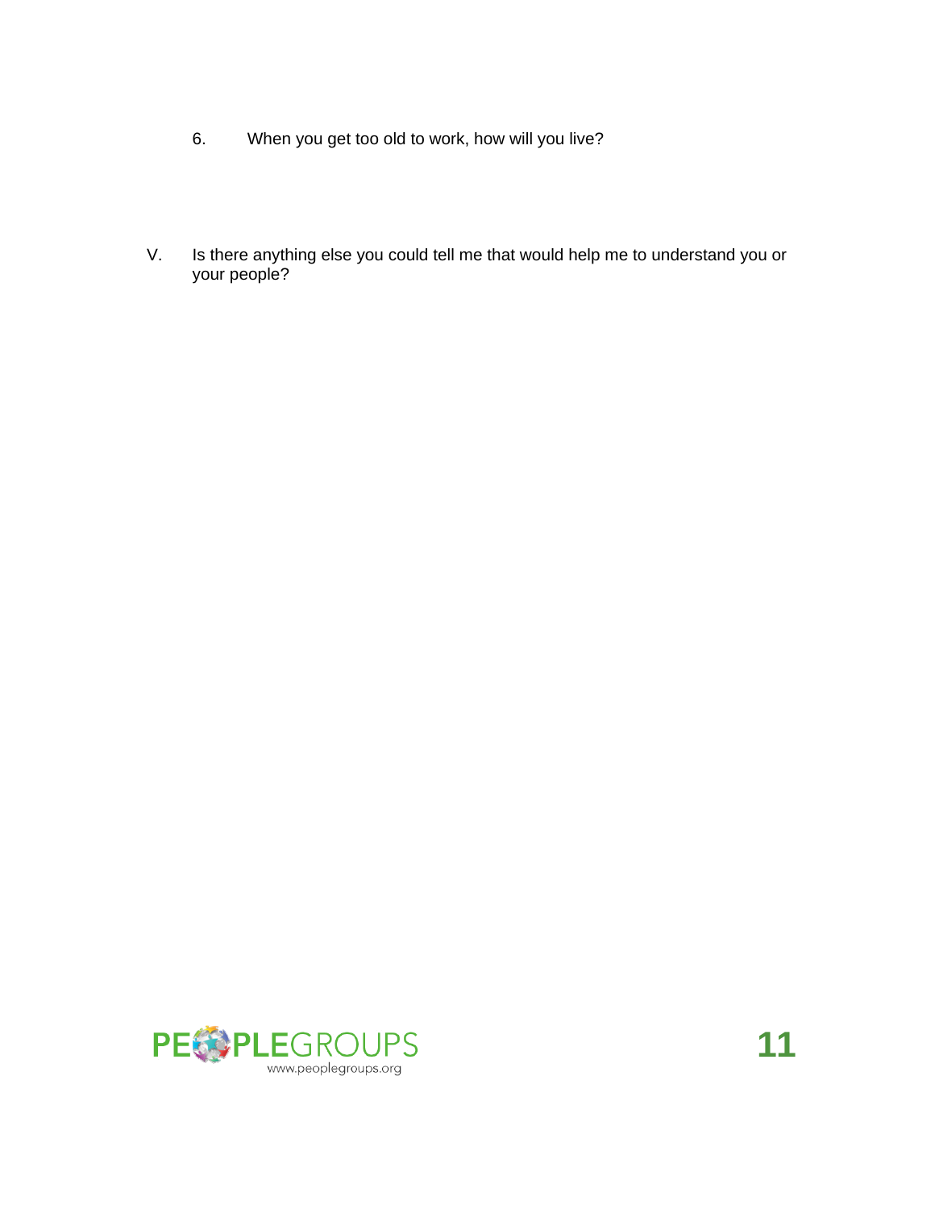6. When you get too old to work, how will you live?

V. Is there anything else you could tell me that would help me to understand you or your people?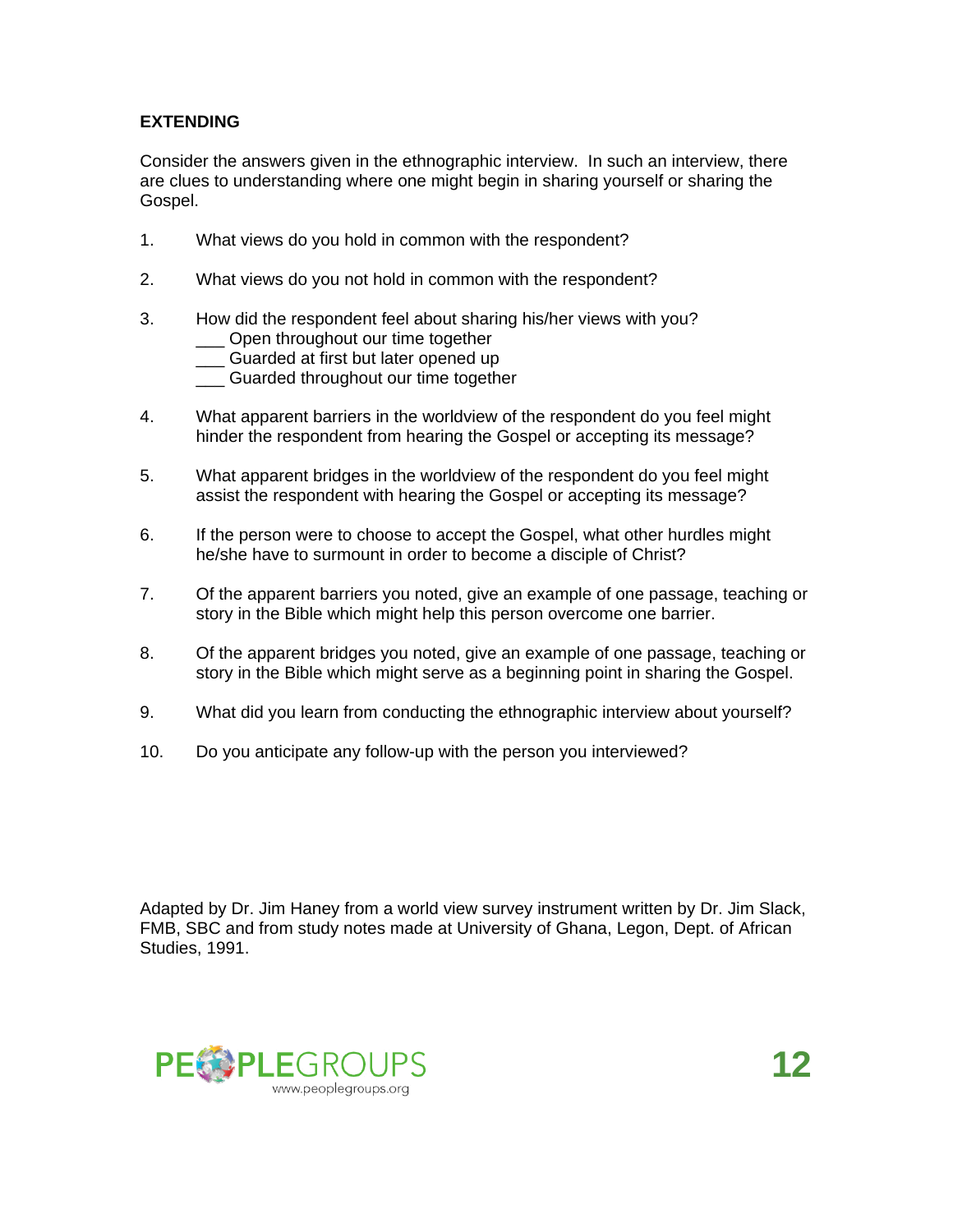**EXTENDING**

Consider the answers given in the ethnographic interview. In such an interview, there are clues to understanding where one might begin in sharing yourself or sharing the Gospel.

1. What views do you hold in common with the respondent?

2. What views do you not hold in common with the respondent?

3. How did the respondent feel about sharing his/her views with you?
   ___ Open throughout our time together
   ___ Guarded at first but later opened up
   ___ Guarded throughout our time together

4. What apparent barriers in the worldview of the respondent do you feel might hinder the respondent from hearing the Gospel or accepting its message?

5. What apparent bridges in the worldview of the respondent do you feel might assist the respondent with hearing the Gospel or accepting its message?

6. If the person were to choose to accept the Gospel, what other hurdles might he/she have to surmount in order to become a disciple of Christ?

7. Of the apparent barriers you noted, give an example of one passage, teaching or story in the Bible which might help this person overcome one barrier.

8. Of the apparent bridges you noted, give an example of one passage, teaching or story in the Bible which might serve as a beginning point in sharing the Gospel.

9. What did you learn from conducting the ethnographic interview about yourself?

10. Do you anticipate any follow-up with the person you interviewed?

Adapted by Dr. Jim Haney from a world view survey instrument written by Dr. Jim Slack, FMB, SBC and from study notes made at University of Ghana, Legon, Dept. of African Studies, 1991.